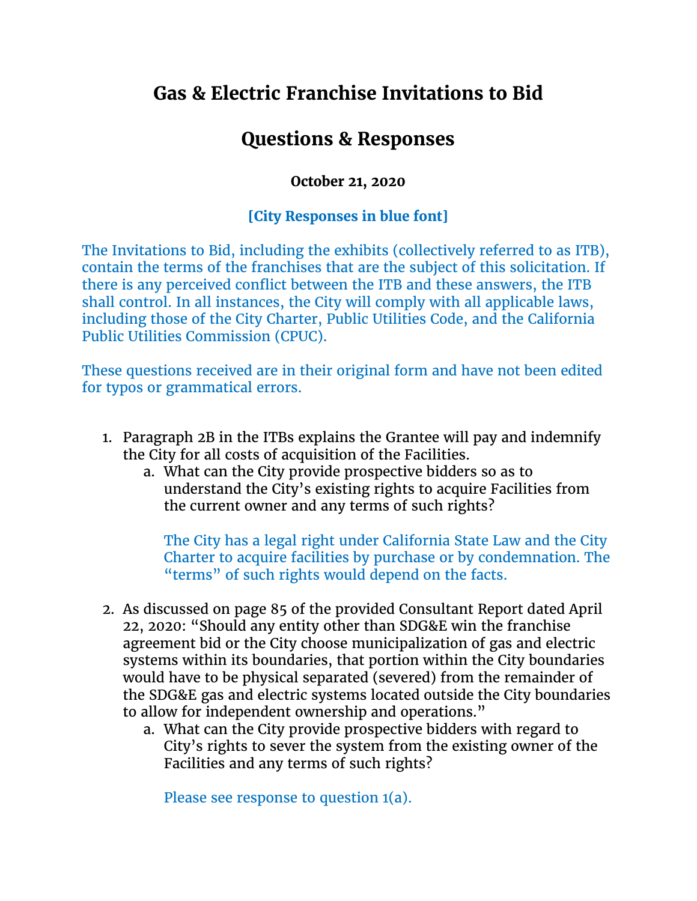# Gas & Electric Franchise Invitations to Bid

# Questions & Responses

**October 21, 2020**

**[City Responses in blue font]**

The Invitations to Bid, including the exhibits (collectively referred to as ITB), contain the terms of the franchises that are the subject of this solicitation. If there is any perceived conflict between the ITB and these answers, the ITB shall control. In all instances, the City will comply with all applicable laws, including those of the City Charter, Public Utilities Code, and the California Public Utilities Commission (CPUC).

These questions received are in their original form and have not been edited for typos or grammatical errors.

1. Paragraph 2B in the ITBs explains the Grantee will pay and indemnify the City for all costs of acquisition of the Facilities.
   a. What can the City provide prospective bidders so as to understand the City's existing rights to acquire Facilities from the current owner and any terms of such rights?

      The City has a legal right under California State Law and the City Charter to acquire facilities by purchase or by condemnation. The "terms" of such rights would depend on the facts.

2. As discussed on page 85 of the provided Consultant Report dated April 22, 2020: "Should any entity other than SDG&E win the franchise agreement bid or the City choose municipalization of gas and electric systems within its boundaries, that portion within the City boundaries would have to be physical separated (severed) from the remainder of the SDG&E gas and electric systems located outside the City boundaries to allow for independent ownership and operations."
   a. What can the City provide prospective bidders with regard to City's rights to sever the system from the existing owner of the Facilities and any terms of such rights?

      Please see response to question 1(a).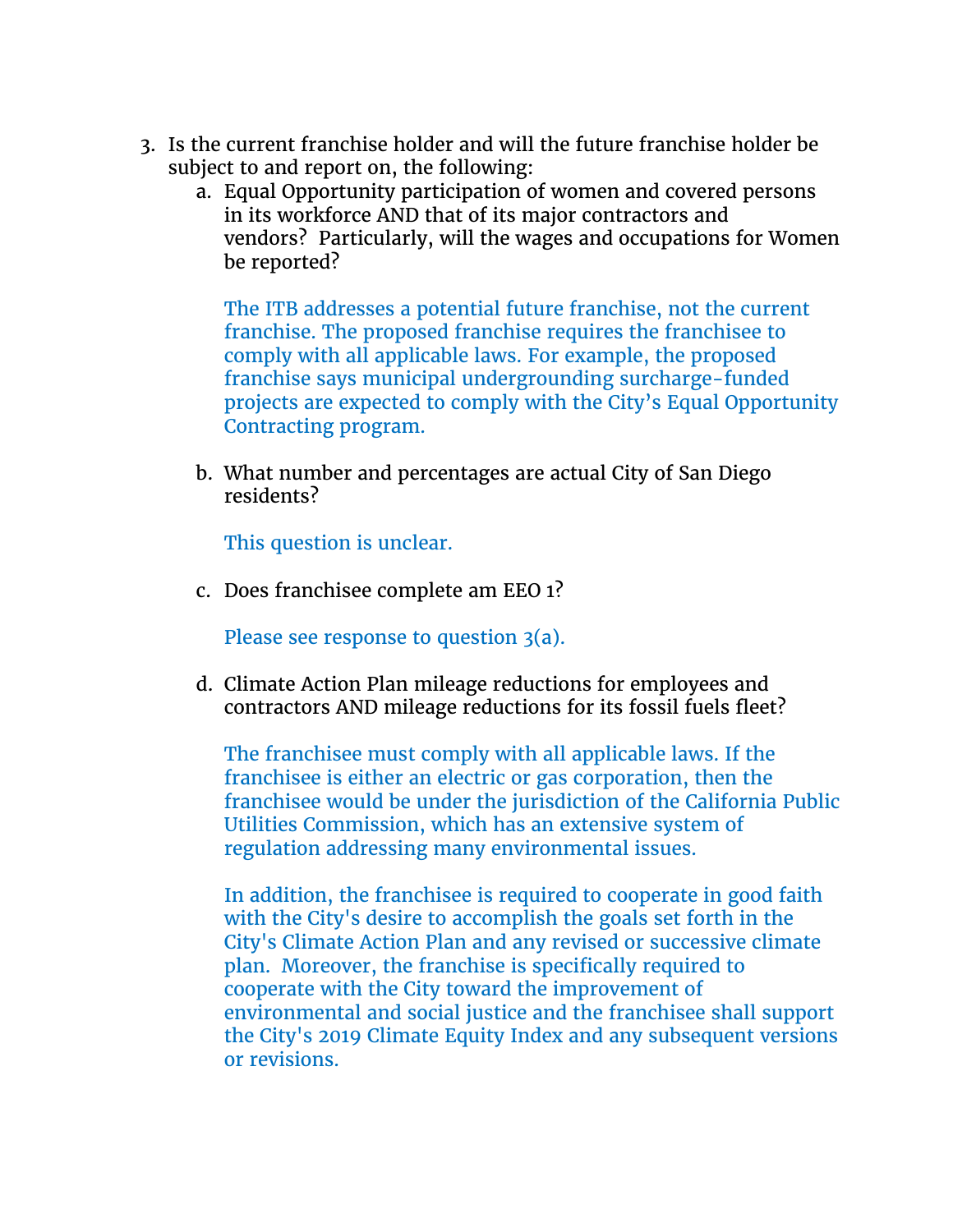3. Is the current franchise holder and will the future franchise holder be subject to and report on, the following:

   a. Equal Opportunity participation of women and covered persons in its workforce AND that of its major contractors and vendors? Particularly, will the wages and occupations for Women be reported?

      The ITB addresses a potential future franchise, not the current franchise. The proposed franchise requires the franchisee to comply with all applicable laws. For example, the proposed franchise says municipal undergrounding surcharge-funded projects are expected to comply with the City's Equal Opportunity Contracting program.

   b. What number and percentages are actual City of San Diego residents?

      This question is unclear.

   c. Does franchisee complete am EEO 1?

      Please see response to question 3(a).

   d. Climate Action Plan mileage reductions for employees and contractors AND mileage reductions for its fossil fuels fleet?

      The franchisee must comply with all applicable laws. If the franchisee is either an electric or gas corporation, then the franchisee would be under the jurisdiction of the California Public Utilities Commission, which has an extensive system of regulation addressing many environmental issues.

      In addition, the franchisee is required to cooperate in good faith with the City's desire to accomplish the goals set forth in the City's Climate Action Plan and any revised or successive climate plan. Moreover, the franchise is specifically required to cooperate with the City toward the improvement of environmental and social justice and the franchisee shall support the City's 2019 Climate Equity Index and any subsequent versions or revisions.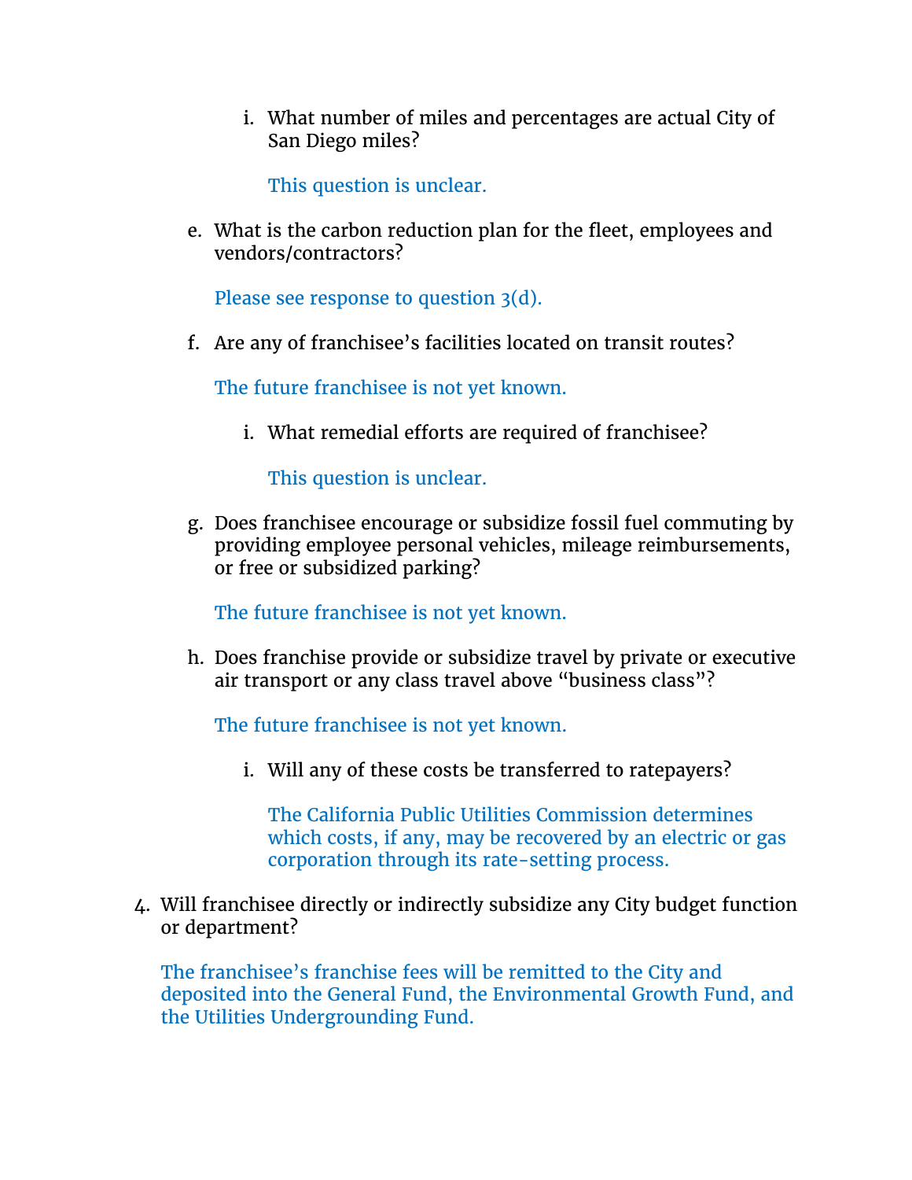i. What number of miles and percentages are actual City of San Diego miles?

   This question is unclear.

e. What is the carbon reduction plan for the fleet, employees and vendors/contractors?

   Please see response to question 3(d).

f. Are any of franchisee's facilities located on transit routes?

   The future franchisee is not yet known.

   i. What remedial efforts are required of franchisee?

      This question is unclear.

g. Does franchisee encourage or subsidize fossil fuel commuting by providing employee personal vehicles, mileage reimbursements, or free or subsidized parking?

   The future franchisee is not yet known.

h. Does franchise provide or subsidize travel by private or executive air transport or any class travel above "business class"?

   The future franchisee is not yet known.

   i. Will any of these costs be transferred to ratepayers?

      The California Public Utilities Commission determines which costs, if any, may be recovered by an electric or gas corporation through its rate-setting process.

4. Will franchisee directly or indirectly subsidize any City budget function or department?

   The franchisee's franchise fees will be remitted to the City and deposited into the General Fund, the Environmental Growth Fund, and the Utilities Undergrounding Fund.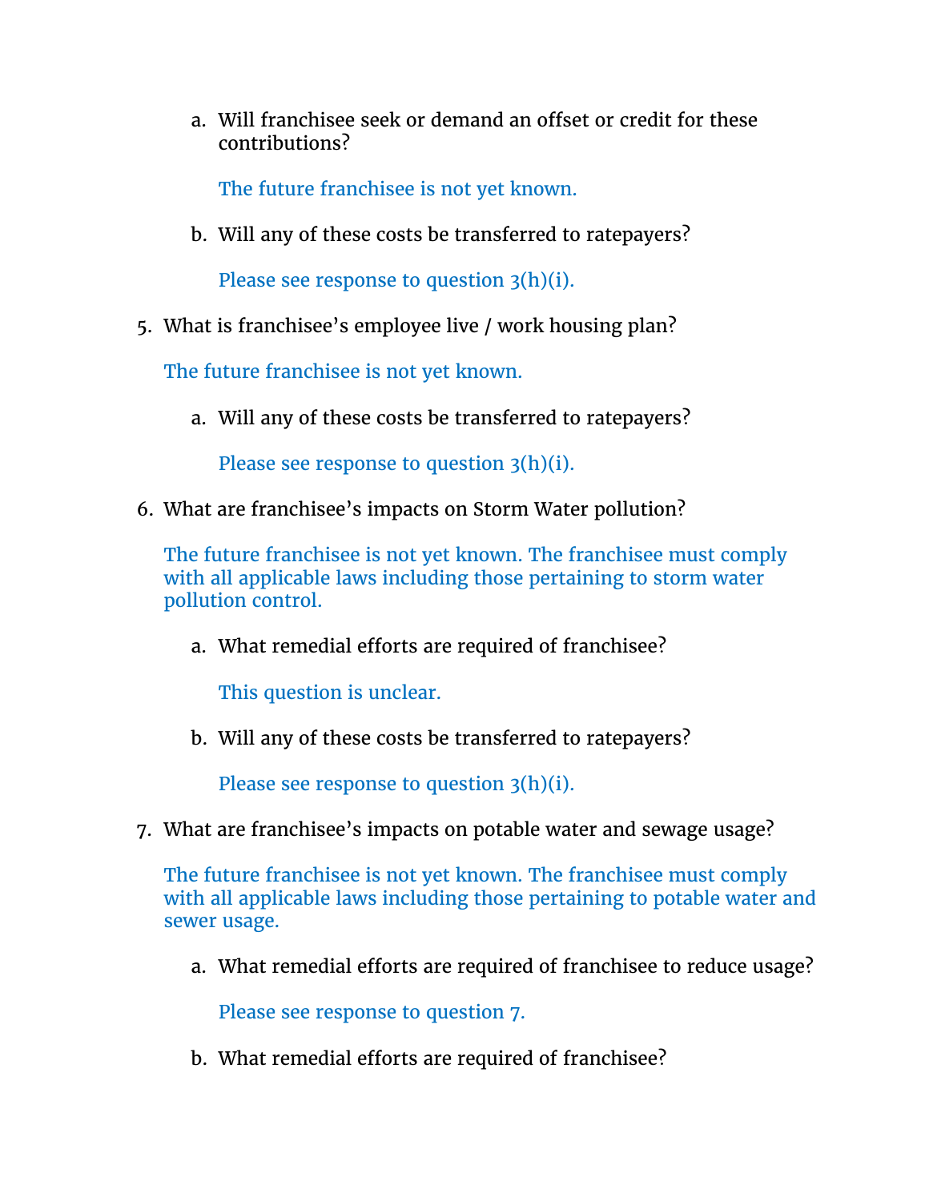a. Will franchisee seek or demand an offset or credit for these contributions?

   The future franchisee is not yet known.

b. Will any of these costs be transferred to ratepayers?

   Please see response to question 3(h)(i).

5. What is franchisee's employee live / work housing plan?

   The future franchisee is not yet known.

   a. Will any of these costs be transferred to ratepayers?

      Please see response to question 3(h)(i).

6. What are franchisee's impacts on Storm Water pollution?

   The future franchisee is not yet known. The franchisee must comply with all applicable laws including those pertaining to storm water pollution control.

   a. What remedial efforts are required of franchisee?

      This question is unclear.

   b. Will any of these costs be transferred to ratepayers?

      Please see response to question 3(h)(i).

7. What are franchisee's impacts on potable water and sewage usage?

   The future franchisee is not yet known. The franchisee must comply with all applicable laws including those pertaining to potable water and sewer usage.

   a. What remedial efforts are required of franchisee to reduce usage?

      Please see response to question 7.

   b. What remedial efforts are required of franchisee?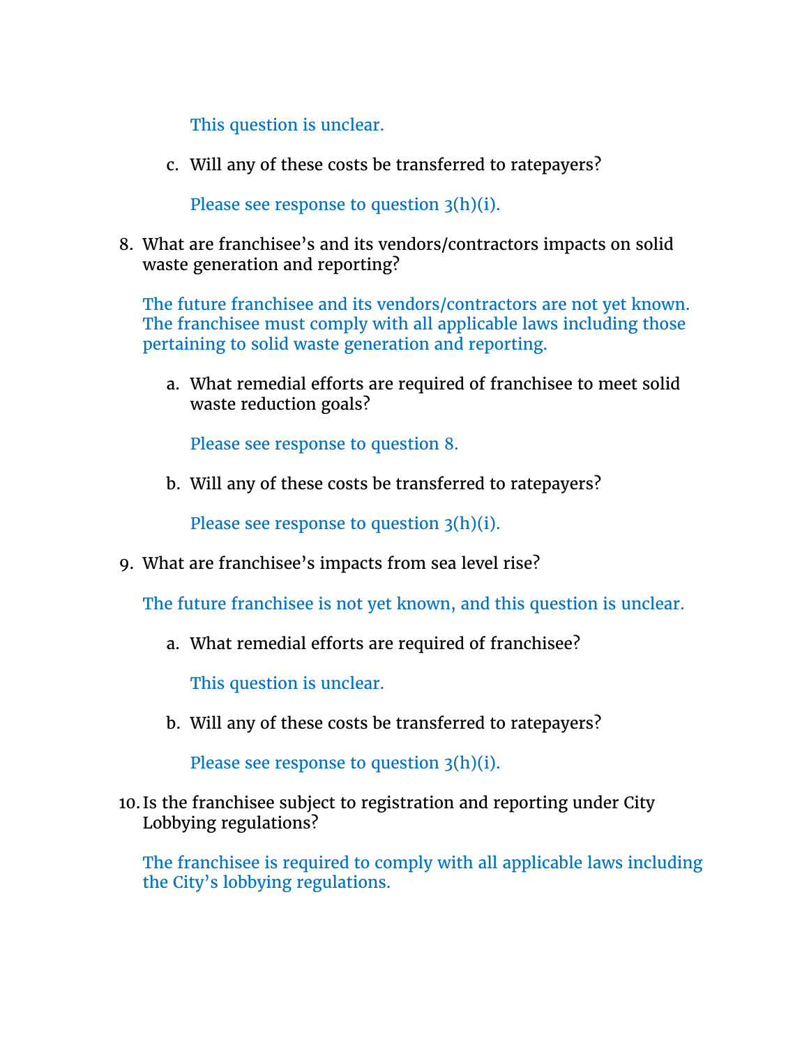This question is unclear.

c. Will any of these costs be transferred to ratepayers?

Please see response to question 3(h)(i).

8. What are franchisee's and its vendors/contractors impacts on solid waste generation and reporting?

   The future franchisee and its vendors/contractors are not yet known. The franchisee must comply with all applicable laws including those pertaining to solid waste generation and reporting.

   a. What remedial efforts are required of franchisee to meet solid waste reduction goals?

      Please see response to question 8.

   b. Will any of these costs be transferred to ratepayers?

      Please see response to question 3(h)(i).

9. What are franchisee's impacts from sea level rise?

   The future franchisee is not yet known, and this question is unclear.

   a. What remedial efforts are required of franchisee?

      This question is unclear.

   b. Will any of these costs be transferred to ratepayers?

      Please see response to question 3(h)(i).

10. Is the franchisee subject to registration and reporting under City Lobbying regulations?

    The franchisee is required to comply with all applicable laws including the City's lobbying regulations.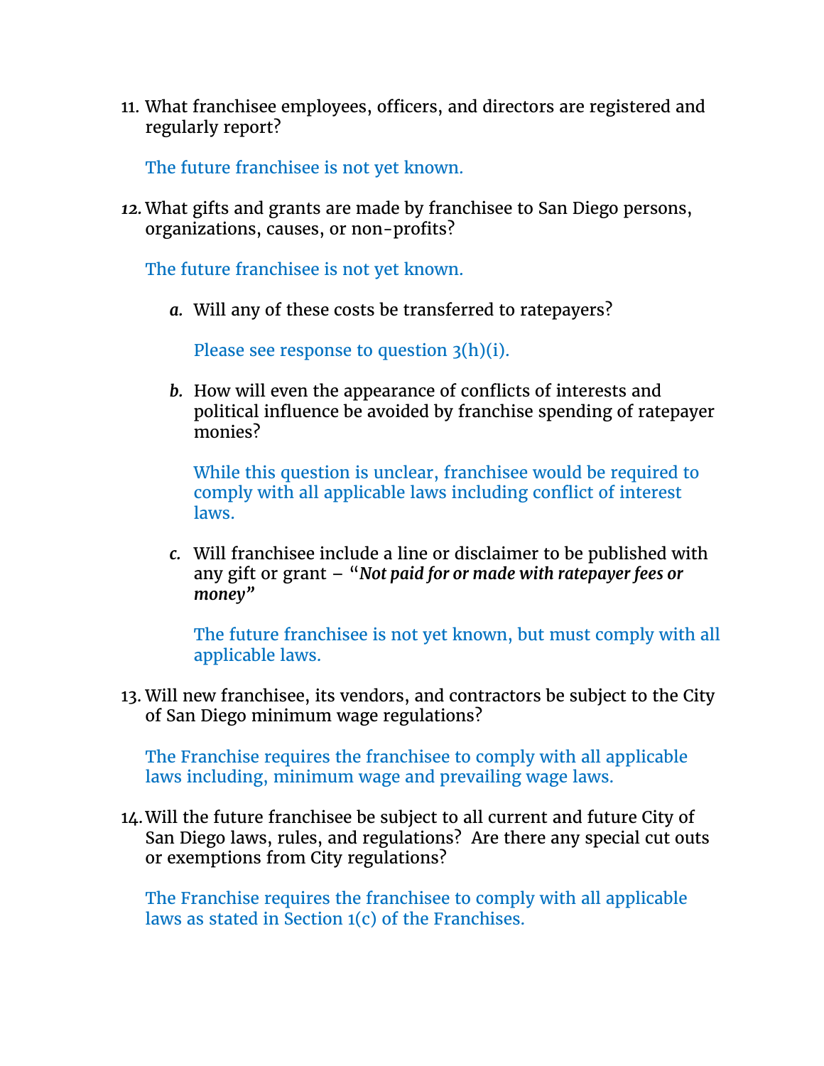11. What franchisee employees, officers, and directors are registered and regularly report?

    The future franchisee is not yet known.

12. What gifts and grants are made by franchisee to San Diego persons, organizations, causes, or non-profits?

    The future franchisee is not yet known.

    *a.* Will any of these costs be transferred to ratepayers?

    Please see response to question 3(h)(i).

    *b.* How will even the appearance of conflicts of interests and political influence be avoided by franchise spending of ratepayer monies?

    While this question is unclear, franchisee would be required to comply with all applicable laws including conflict of interest laws.

    *c.* Will franchisee include a line or disclaimer to be published with any gift or grant – "***Not paid for or made with ratepayer fees or money***"

    The future franchisee is not yet known, but must comply with all applicable laws.

13. Will new franchisee, its vendors, and contractors be subject to the City of San Diego minimum wage regulations?

    The Franchise requires the franchisee to comply with all applicable laws including, minimum wage and prevailing wage laws.

14. Will the future franchisee be subject to all current and future City of San Diego laws, rules, and regulations? Are there any special cut outs or exemptions from City regulations?

    The Franchise requires the franchisee to comply with all applicable laws as stated in Section 1(c) of the Franchises.